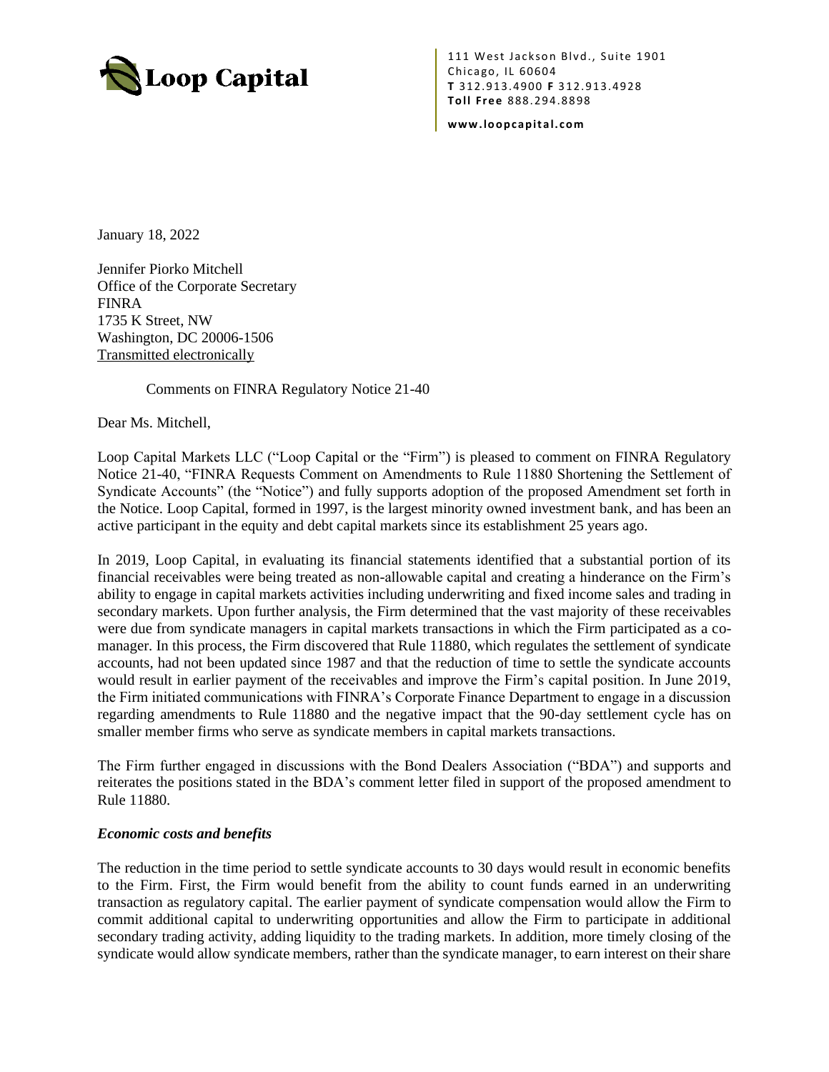Loop Capital

111 West Jackson Blvd., Suite 1901
Chicago, IL 60604
**T** 312.913.4900 **F** 312.913.4928
**Toll Free** 888.294.8898

**www.loopcapital.com**

January 18, 2022

Jennifer Piorko Mitchell
Office of the Corporate Secretary
FINRA
1735 K Street, NW
Washington, DC 20006-1506
Transmitted electronically

Comments on FINRA Regulatory Notice 21-40

Dear Ms. Mitchell,

Loop Capital Markets LLC ("Loop Capital or the "Firm") is pleased to comment on FINRA Regulatory Notice 21-40, "FINRA Requests Comment on Amendments to Rule 11880 Shortening the Settlement of Syndicate Accounts" (the "Notice") and fully supports adoption of the proposed Amendment set forth in the Notice. Loop Capital, formed in 1997, is the largest minority owned investment bank, and has been an active participant in the equity and debt capital markets since its establishment 25 years ago.

In 2019, Loop Capital, in evaluating its financial statements identified that a substantial portion of its financial receivables were being treated as non-allowable capital and creating a hinderance on the Firm's ability to engage in capital markets activities including underwriting and fixed income sales and trading in secondary markets. Upon further analysis, the Firm determined that the vast majority of these receivables were due from syndicate managers in capital markets transactions in which the Firm participated as a co-manager. In this process, the Firm discovered that Rule 11880, which regulates the settlement of syndicate accounts, had not been updated since 1987 and that the reduction of time to settle the syndicate accounts would result in earlier payment of the receivables and improve the Firm's capital position. In June 2019, the Firm initiated communications with FINRA's Corporate Finance Department to engage in a discussion regarding amendments to Rule 11880 and the negative impact that the 90-day settlement cycle has on smaller member firms who serve as syndicate members in capital markets transactions.

The Firm further engaged in discussions with the Bond Dealers Association ("BDA") and supports and reiterates the positions stated in the BDA's comment letter filed in support of the proposed amendment to Rule 11880.

***Economic costs and benefits***

The reduction in the time period to settle syndicate accounts to 30 days would result in economic benefits to the Firm. First, the Firm would benefit from the ability to count funds earned in an underwriting transaction as regulatory capital. The earlier payment of syndicate compensation would allow the Firm to commit additional capital to underwriting opportunities and allow the Firm to participate in additional secondary trading activity, adding liquidity to the trading markets. In addition, more timely closing of the syndicate would allow syndicate members, rather than the syndicate manager, to earn interest on their share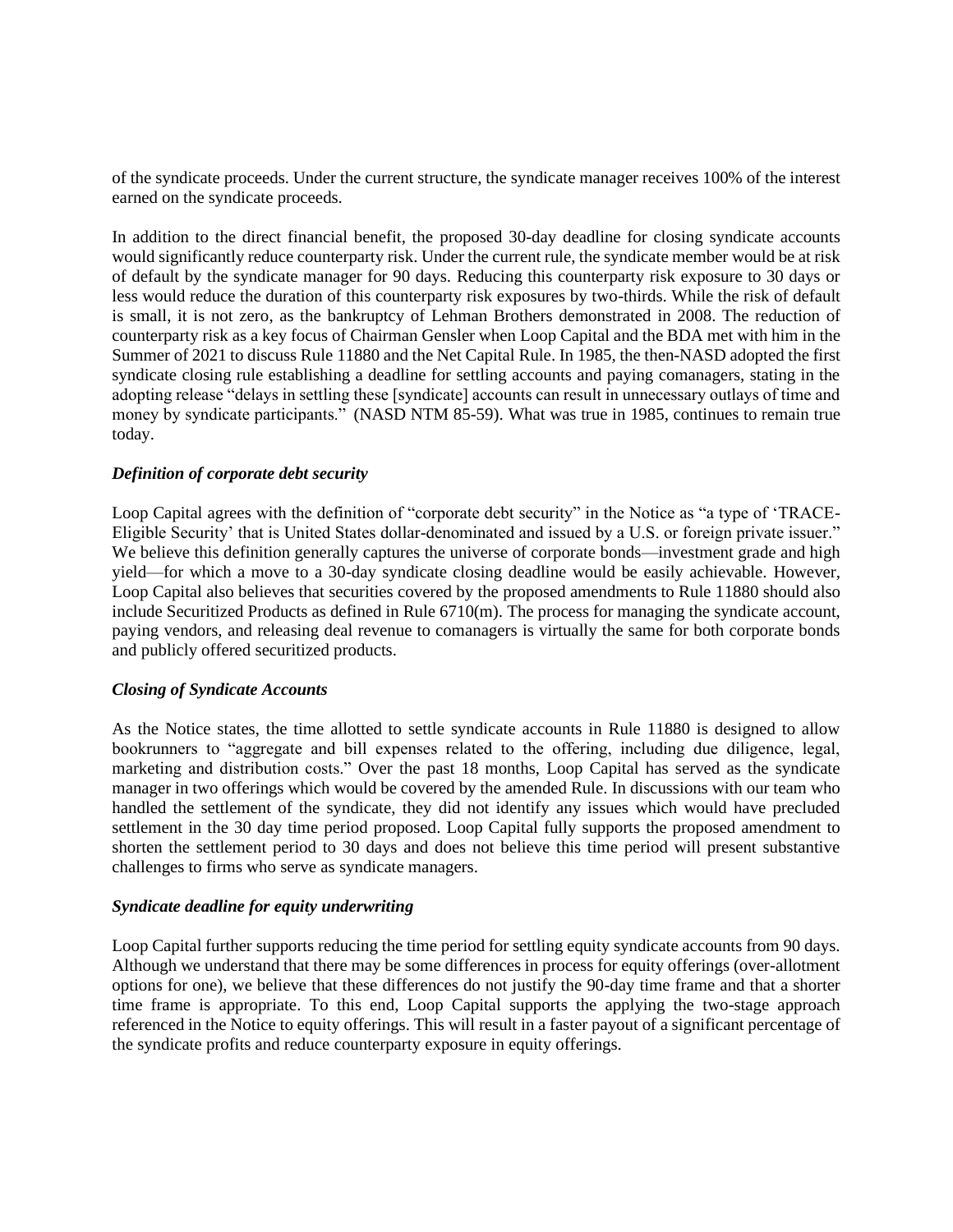of the syndicate proceeds. Under the current structure, the syndicate manager receives 100% of the interest earned on the syndicate proceeds.

In addition to the direct financial benefit, the proposed 30-day deadline for closing syndicate accounts would significantly reduce counterparty risk. Under the current rule, the syndicate member would be at risk of default by the syndicate manager for 90 days. Reducing this counterparty risk exposure to 30 days or less would reduce the duration of this counterparty risk exposures by two-thirds. While the risk of default is small, it is not zero, as the bankruptcy of Lehman Brothers demonstrated in 2008. The reduction of counterparty risk as a key focus of Chairman Gensler when Loop Capital and the BDA met with him in the Summer of 2021 to discuss Rule 11880 and the Net Capital Rule. In 1985, the then-NASD adopted the first syndicate closing rule establishing a deadline for settling accounts and paying comanagers, stating in the adopting release "delays in settling these [syndicate] accounts can result in unnecessary outlays of time and money by syndicate participants." (NASD NTM 85-59). What was true in 1985, continues to remain true today.

***Definition of corporate debt security***

Loop Capital agrees with the definition of "corporate debt security" in the Notice as "a type of 'TRACE-Eligible Security' that is United States dollar-denominated and issued by a U.S. or foreign private issuer." We believe this definition generally captures the universe of corporate bonds—investment grade and high yield—for which a move to a 30-day syndicate closing deadline would be easily achievable. However, Loop Capital also believes that securities covered by the proposed amendments to Rule 11880 should also include Securitized Products as defined in Rule 6710(m). The process for managing the syndicate account, paying vendors, and releasing deal revenue to comanagers is virtually the same for both corporate bonds and publicly offered securitized products.

***Closing of Syndicate Accounts***

As the Notice states, the time allotted to settle syndicate accounts in Rule 11880 is designed to allow bookrunners to "aggregate and bill expenses related to the offering, including due diligence, legal, marketing and distribution costs." Over the past 18 months, Loop Capital has served as the syndicate manager in two offerings which would be covered by the amended Rule. In discussions with our team who handled the settlement of the syndicate, they did not identify any issues which would have precluded settlement in the 30 day time period proposed. Loop Capital fully supports the proposed amendment to shorten the settlement period to 30 days and does not believe this time period will present substantive challenges to firms who serve as syndicate managers.

***Syndicate deadline for equity underwriting***

Loop Capital further supports reducing the time period for settling equity syndicate accounts from 90 days. Although we understand that there may be some differences in process for equity offerings (over-allotment options for one), we believe that these differences do not justify the 90-day time frame and that a shorter time frame is appropriate. To this end, Loop Capital supports the applying the two-stage approach referenced in the Notice to equity offerings. This will result in a faster payout of a significant percentage of the syndicate profits and reduce counterparty exposure in equity offerings.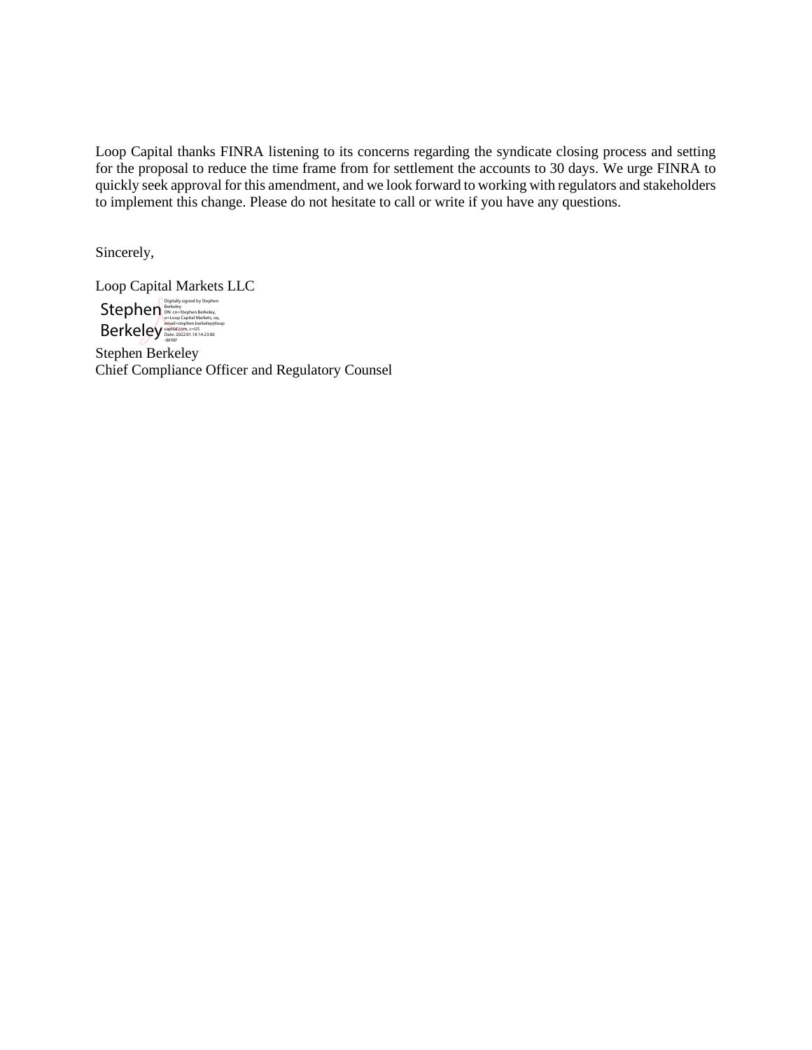Loop Capital thanks FINRA listening to its concerns regarding the syndicate closing process and setting for the proposal to reduce the time frame from for settlement the accounts to 30 days. We urge FINRA to quickly seek approval for this amendment, and we look forward to working with regulators and stakeholders to implement this change. Please do not hesitate to call or write if you have any questions.

Sincerely,

Loop Capital Markets LLC

Stephen Berkeley

Digitally signed by Stephen Berkeley
DN: cn=Stephen Berkeley, o=Loop Capital Markets, ou, email=stephen.berkeley@loopcapital.com, c=US
Date: 2022.01.18 14:23:00 -06'00'

Stephen Berkeley
Chief Compliance Officer and Regulatory Counsel